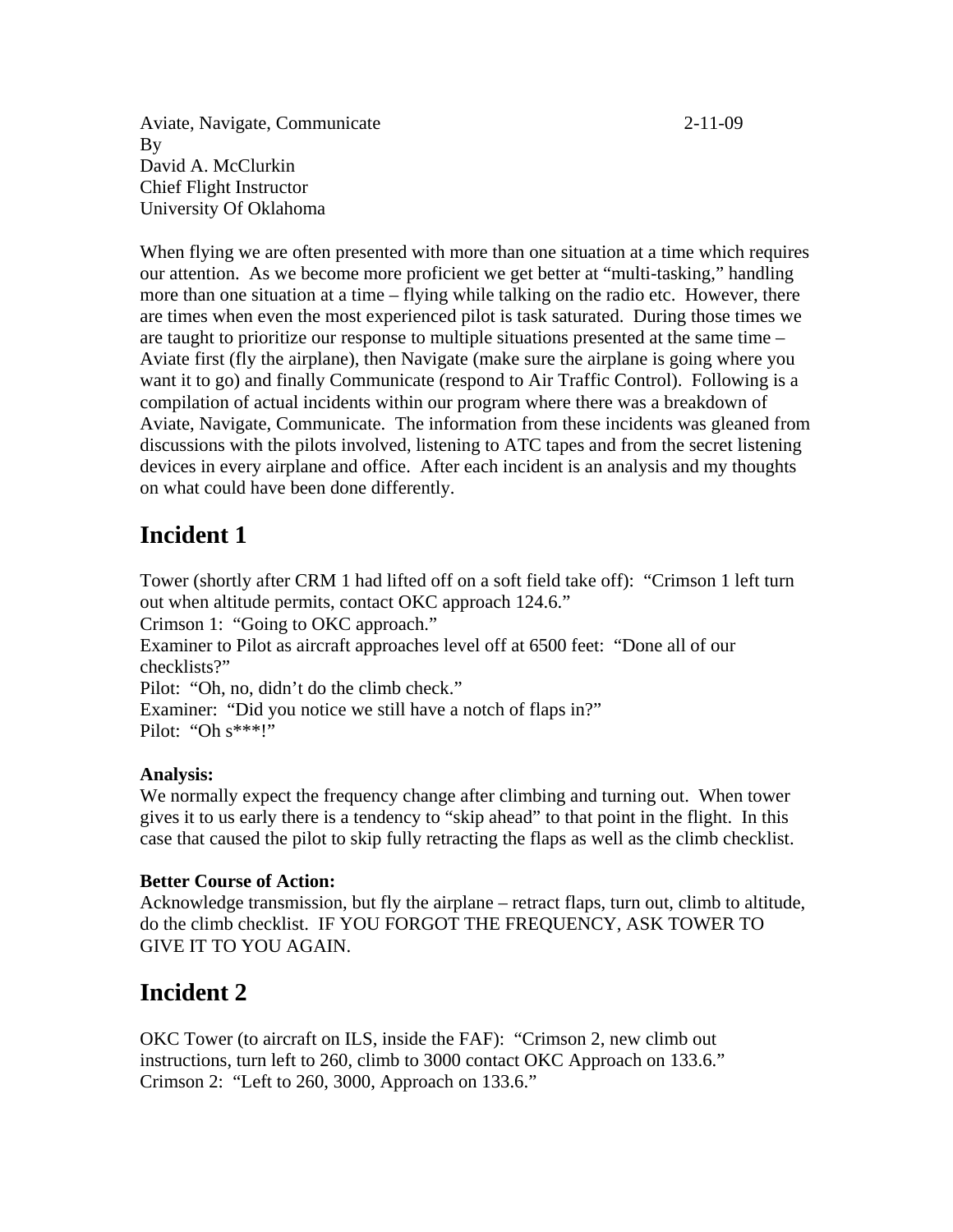Aviate, Navigate, Communicate 2-11-09
By
David A. McClurkin
Chief Flight Instructor
University Of Oklahoma

When flying we are often presented with more than one situation at a time which requires our attention. As we become more proficient we get better at "multi-tasking," handling more than one situation at a time – flying while talking on the radio etc. However, there are times when even the most experienced pilot is task saturated. During those times we are taught to prioritize our response to multiple situations presented at the same time – Aviate first (fly the airplane), then Navigate (make sure the airplane is going where you want it to go) and finally Communicate (respond to Air Traffic Control). Following is a compilation of actual incidents within our program where there was a breakdown of Aviate, Navigate, Communicate. The information from these incidents was gleaned from discussions with the pilots involved, listening to ATC tapes and from the secret listening devices in every airplane and office. After each incident is an analysis and my thoughts on what could have been done differently.

# Incident 1

Tower (shortly after CRM 1 had lifted off on a soft field take off): "Crimson 1 left turn out when altitude permits, contact OKC approach 124.6."
Crimson 1: "Going to OKC approach."
Examiner to Pilot as aircraft approaches level off at 6500 feet: "Done all of our checklists?"
Pilot: "Oh, no, didn't do the climb check."
Examiner: "Did you notice we still have a notch of flaps in?"
Pilot: "Oh s***!"

**Analysis:**
We normally expect the frequency change after climbing and turning out. When tower gives it to us early there is a tendency to "skip ahead" to that point in the flight. In this case that caused the pilot to skip fully retracting the flaps as well as the climb checklist.

**Better Course of Action:**
Acknowledge transmission, but fly the airplane – retract flaps, turn out, climb to altitude, do the climb checklist. IF YOU FORGOT THE FREQUENCY, ASK TOWER TO GIVE IT TO YOU AGAIN.

# Incident 2

OKC Tower (to aircraft on ILS, inside the FAF): "Crimson 2, new climb out instructions, turn left to 260, climb to 3000 contact OKC Approach on 133.6."
Crimson 2: "Left to 260, 3000, Approach on 133.6."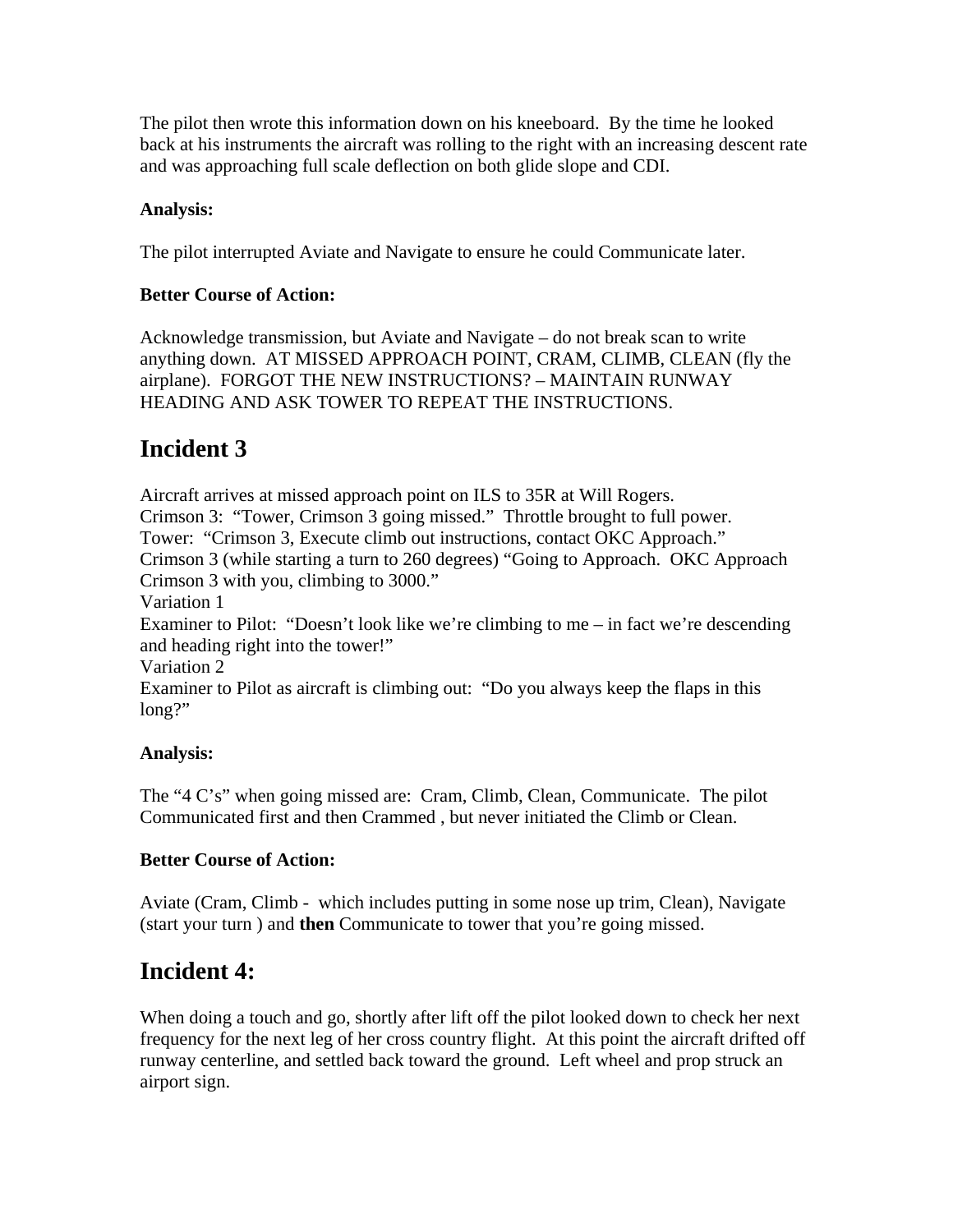The pilot then wrote this information down on his kneeboard. By the time he looked back at his instruments the aircraft was rolling to the right with an increasing descent rate and was approaching full scale deflection on both glide slope and CDI.

**Analysis:**

The pilot interrupted Aviate and Navigate to ensure he could Communicate later.

**Better Course of Action:**

Acknowledge transmission, but Aviate and Navigate – do not break scan to write anything down. AT MISSED APPROACH POINT, CRAM, CLIMB, CLEAN (fly the airplane). FORGOT THE NEW INSTRUCTIONS? – MAINTAIN RUNWAY HEADING AND ASK TOWER TO REPEAT THE INSTRUCTIONS.

## Incident 3

Aircraft arrives at missed approach point on ILS to 35R at Will Rogers.
Crimson 3: "Tower, Crimson 3 going missed." Throttle brought to full power.
Tower: "Crimson 3, Execute climb out instructions, contact OKC Approach."
Crimson 3 (while starting a turn to 260 degrees) "Going to Approach. OKC Approach Crimson 3 with you, climbing to 3000."
Variation 1
Examiner to Pilot: "Doesn't look like we're climbing to me – in fact we're descending and heading right into the tower!"
Variation 2
Examiner to Pilot as aircraft is climbing out: "Do you always keep the flaps in this long?"

**Analysis:**

The "4 C's" when going missed are: Cram, Climb, Clean, Communicate. The pilot Communicated first and then Crammed , but never initiated the Climb or Clean.

**Better Course of Action:**

Aviate (Cram, Climb - which includes putting in some nose up trim, Clean), Navigate (start your turn ) and **then** Communicate to tower that you're going missed.

## Incident 4:

When doing a touch and go, shortly after lift off the pilot looked down to check her next frequency for the next leg of her cross country flight. At this point the aircraft drifted off runway centerline, and settled back toward the ground. Left wheel and prop struck an airport sign.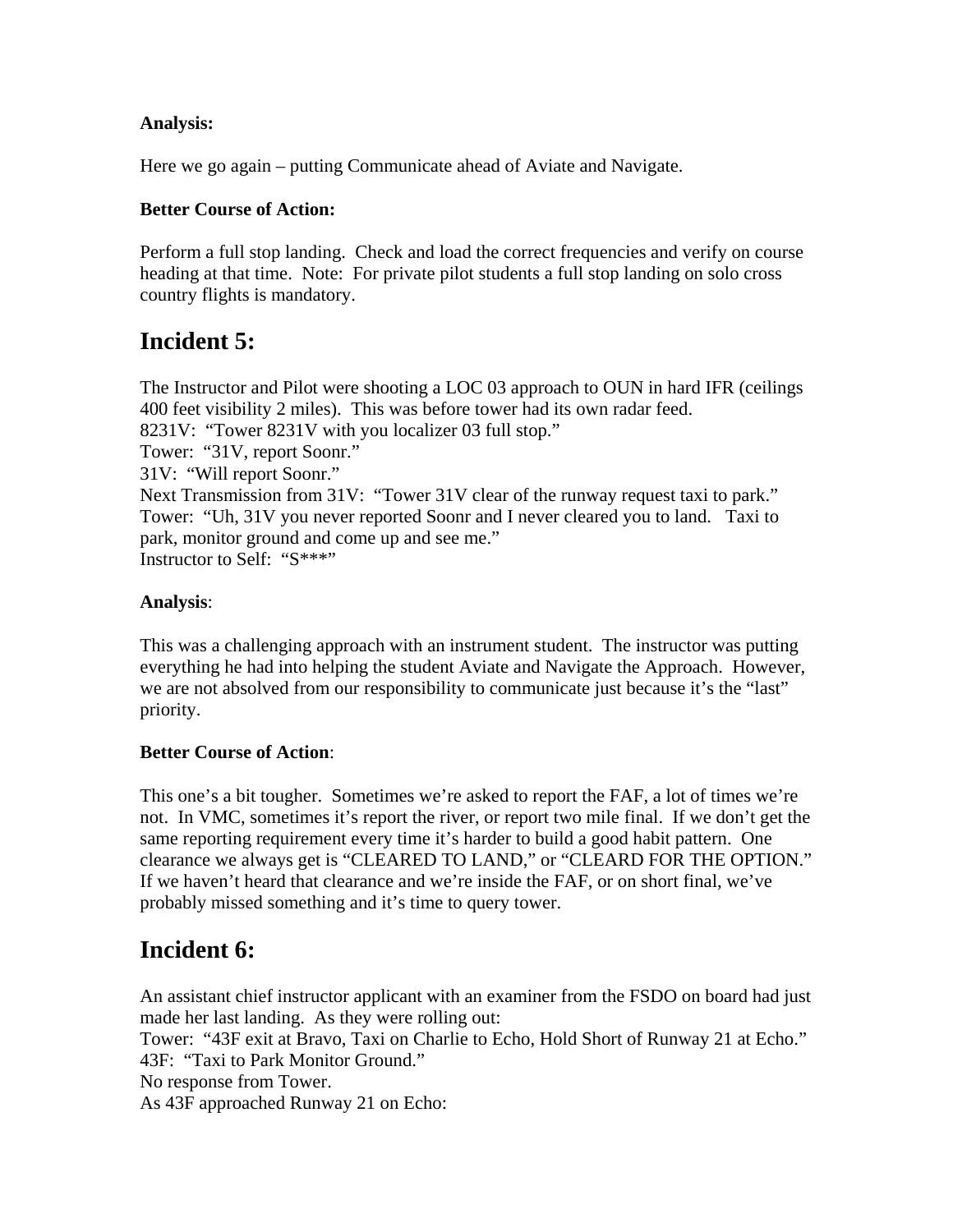**Analysis:**

Here we go again – putting Communicate ahead of Aviate and Navigate.

**Better Course of Action:**

Perform a full stop landing. Check and load the correct frequencies and verify on course heading at that time. Note: For private pilot students a full stop landing on solo cross country flights is mandatory.

## Incident 5:

The Instructor and Pilot were shooting a LOC 03 approach to OUN in hard IFR (ceilings 400 feet visibility 2 miles). This was before tower had its own radar feed.
8231V: "Tower 8231V with you localizer 03 full stop."
Tower: "31V, report Soonr."
31V: "Will report Soonr."
Next Transmission from 31V: "Tower 31V clear of the runway request taxi to park."
Tower: "Uh, 31V you never reported Soonr and I never cleared you to land. Taxi to park, monitor ground and come up and see me."
Instructor to Self: "S***"

**Analysis**:

This was a challenging approach with an instrument student. The instructor was putting everything he had into helping the student Aviate and Navigate the Approach. However, we are not absolved from our responsibility to communicate just because it's the "last" priority.

**Better Course of Action**:

This one's a bit tougher. Sometimes we're asked to report the FAF, a lot of times we're not. In VMC, sometimes it's report the river, or report two mile final. If we don't get the same reporting requirement every time it's harder to build a good habit pattern. One clearance we always get is "CLEARED TO LAND," or "CLEARD FOR THE OPTION." If we haven't heard that clearance and we're inside the FAF, or on short final, we've probably missed something and it's time to query tower.

## Incident 6:

An assistant chief instructor applicant with an examiner from the FSDO on board had just made her last landing. As they were rolling out:
Tower: "43F exit at Bravo, Taxi on Charlie to Echo, Hold Short of Runway 21 at Echo."
43F: "Taxi to Park Monitor Ground."
No response from Tower.
As 43F approached Runway 21 on Echo: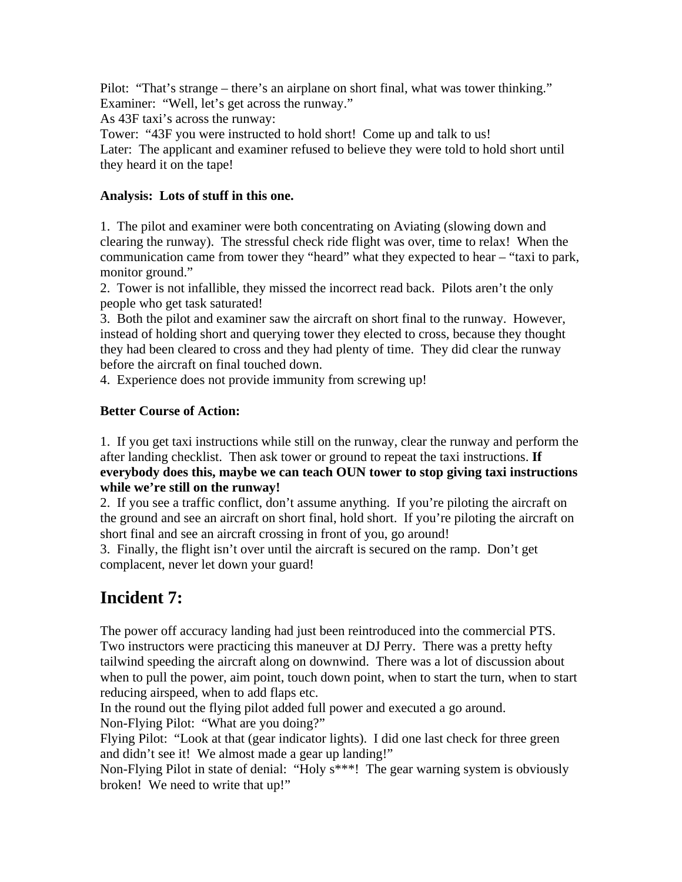Pilot: "That's strange – there's an airplane on short final, what was tower thinking."
Examiner: "Well, let's get across the runway."
As 43F taxi's across the runway:
Tower: "43F you were instructed to hold short! Come up and talk to us!
Later: The applicant and examiner refused to believe they were told to hold short until they heard it on the tape!

**Analysis: Lots of stuff in this one.**

1. The pilot and examiner were both concentrating on Aviating (slowing down and clearing the runway). The stressful check ride flight was over, time to relax! When the communication came from tower they "heard" what they expected to hear – "taxi to park, monitor ground."
2. Tower is not infallible, they missed the incorrect read back. Pilots aren't the only people who get task saturated!
3. Both the pilot and examiner saw the aircraft on short final to the runway. However, instead of holding short and querying tower they elected to cross, because they thought they had been cleared to cross and they had plenty of time. They did clear the runway before the aircraft on final touched down.
4. Experience does not provide immunity from screwing up!

**Better Course of Action:**

1. If you get taxi instructions while still on the runway, clear the runway and perform the after landing checklist. Then ask tower or ground to repeat the taxi instructions. **If everybody does this, maybe we can teach OUN tower to stop giving taxi instructions while we're still on the runway!**
2. If you see a traffic conflict, don't assume anything. If you're piloting the aircraft on the ground and see an aircraft on short final, hold short. If you're piloting the aircraft on short final and see an aircraft crossing in front of you, go around!
3. Finally, the flight isn't over until the aircraft is secured on the ramp. Don't get complacent, never let down your guard!

# Incident 7:

The power off accuracy landing had just been reintroduced into the commercial PTS. Two instructors were practicing this maneuver at DJ Perry. There was a pretty hefty tailwind speeding the aircraft along on downwind. There was a lot of discussion about when to pull the power, aim point, touch down point, when to start the turn, when to start reducing airspeed, when to add flaps etc.
In the round out the flying pilot added full power and executed a go around.
Non-Flying Pilot: "What are you doing?"
Flying Pilot: "Look at that (gear indicator lights). I did one last check for three green and didn't see it! We almost made a gear up landing!"
Non-Flying Pilot in state of denial: "Holy s***! The gear warning system is obviously broken! We need to write that up!"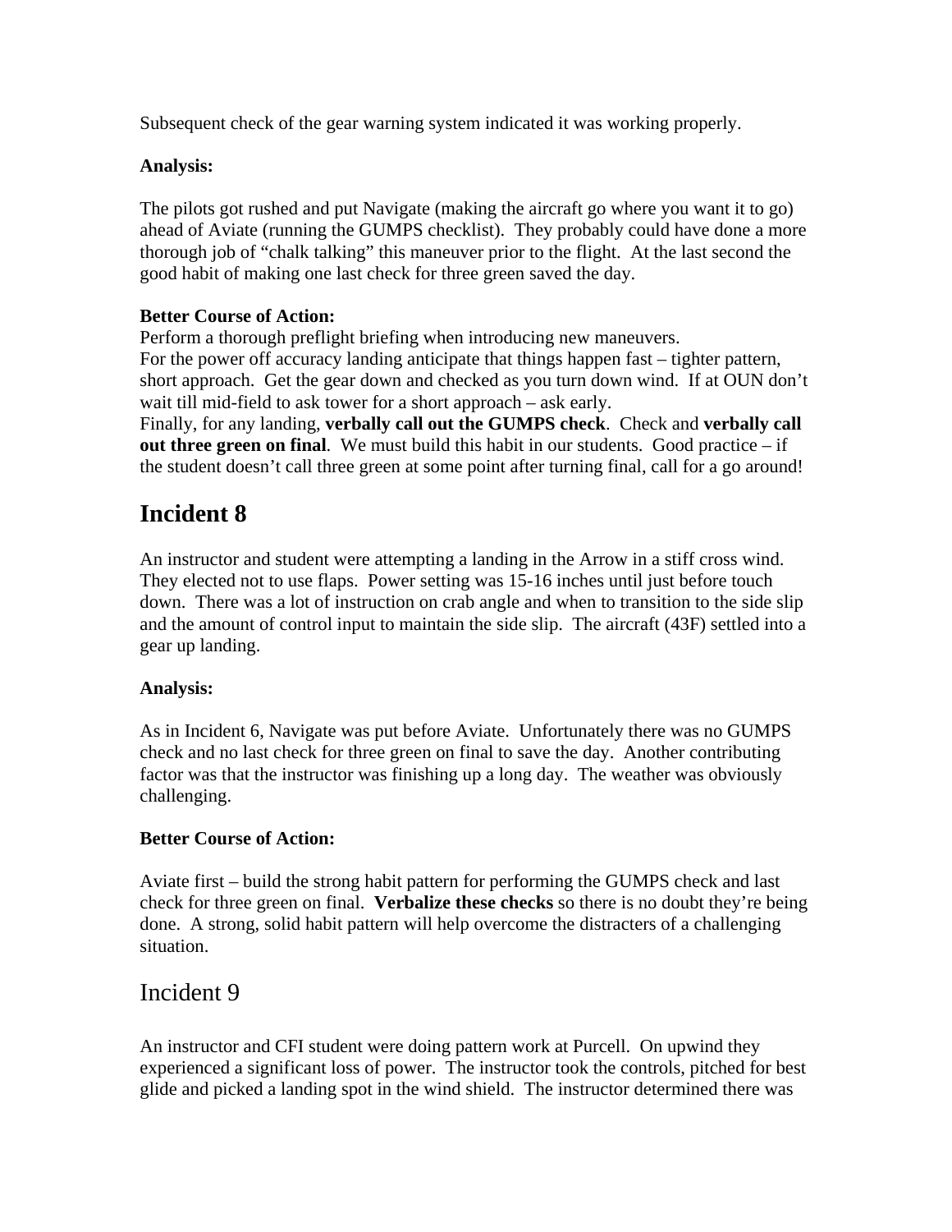Subsequent check of the gear warning system indicated it was working properly.

**Analysis:**

The pilots got rushed and put Navigate (making the aircraft go where you want it to go) ahead of Aviate (running the GUMPS checklist). They probably could have done a more thorough job of "chalk talking" this maneuver prior to the flight. At the last second the good habit of making one last check for three green saved the day.

**Better Course of Action:**

Perform a thorough preflight briefing when introducing new maneuvers.
For the power off accuracy landing anticipate that things happen fast – tighter pattern, short approach. Get the gear down and checked as you turn down wind. If at OUN don't wait till mid-field to ask tower for a short approach – ask early.
Finally, for any landing, **verbally call out the GUMPS check**. Check and **verbally call out three green on final**. We must build this habit in our students. Good practice – if the student doesn't call three green at some point after turning final, call for a go around!

## Incident 8

An instructor and student were attempting a landing in the Arrow in a stiff cross wind. They elected not to use flaps. Power setting was 15-16 inches until just before touch down. There was a lot of instruction on crab angle and when to transition to the side slip and the amount of control input to maintain the side slip. The aircraft (43F) settled into a gear up landing.

**Analysis:**

As in Incident 6, Navigate was put before Aviate. Unfortunately there was no GUMPS check and no last check for three green on final to save the day. Another contributing factor was that the instructor was finishing up a long day. The weather was obviously challenging.

**Better Course of Action:**

Aviate first – build the strong habit pattern for performing the GUMPS check and last check for three green on final. **Verbalize these checks** so there is no doubt they're being done. A strong, solid habit pattern will help overcome the distracters of a challenging situation.

## Incident 9

An instructor and CFI student were doing pattern work at Purcell. On upwind they experienced a significant loss of power. The instructor took the controls, pitched for best glide and picked a landing spot in the wind shield. The instructor determined there was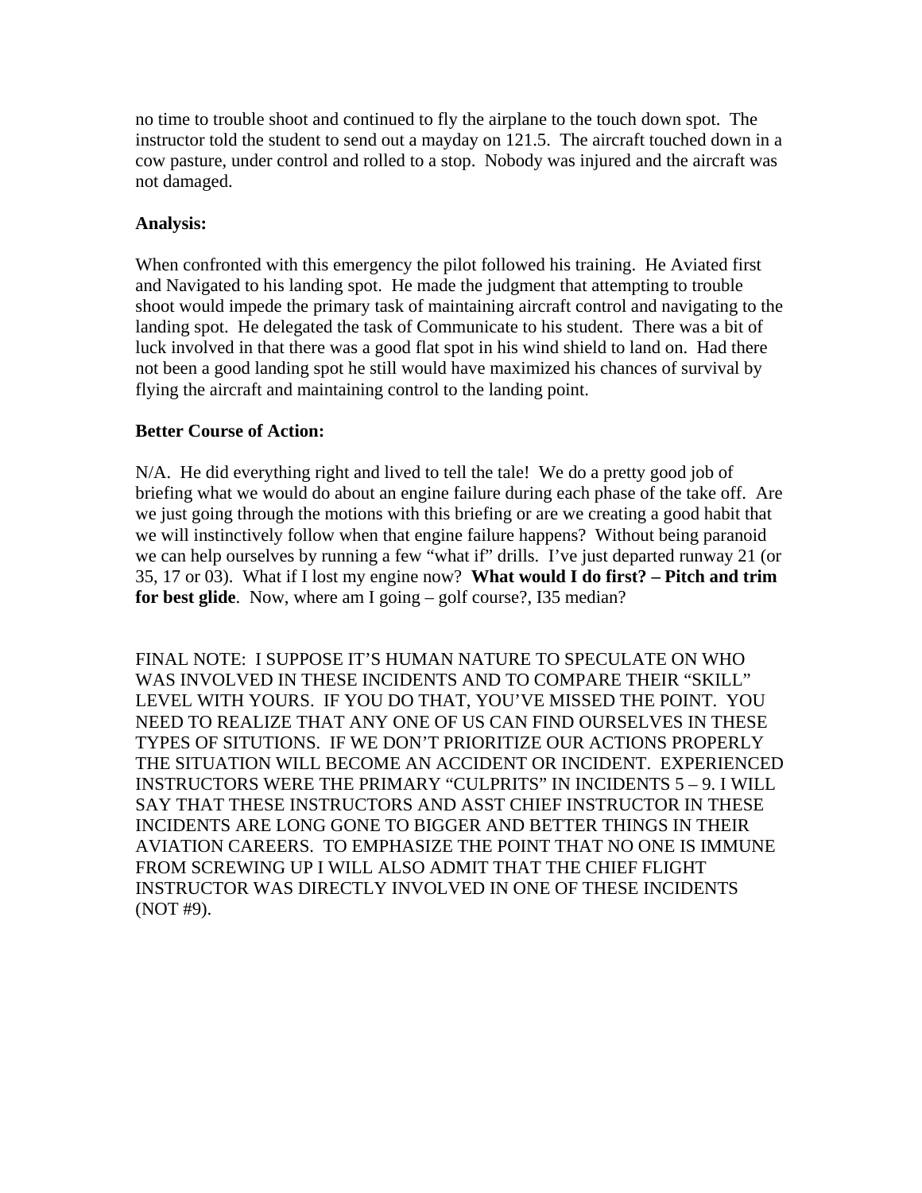no time to trouble shoot and continued to fly the airplane to the touch down spot. The instructor told the student to send out a mayday on 121.5. The aircraft touched down in a cow pasture, under control and rolled to a stop. Nobody was injured and the aircraft was not damaged.

**Analysis:**

When confronted with this emergency the pilot followed his training. He Aviated first and Navigated to his landing spot. He made the judgment that attempting to trouble shoot would impede the primary task of maintaining aircraft control and navigating to the landing spot. He delegated the task of Communicate to his student. There was a bit of luck involved in that there was a good flat spot in his wind shield to land on. Had there not been a good landing spot he still would have maximized his chances of survival by flying the aircraft and maintaining control to the landing point.

**Better Course of Action:**

N/A. He did everything right and lived to tell the tale! We do a pretty good job of briefing what we would do about an engine failure during each phase of the take off. Are we just going through the motions with this briefing or are we creating a good habit that we will instinctively follow when that engine failure happens? Without being paranoid we can help ourselves by running a few "what if" drills. I've just departed runway 21 (or 35, 17 or 03). What if I lost my engine now? **What would I do first? – Pitch and trim for best glide**. Now, where am I going – golf course?, I35 median?

FINAL NOTE: I SUPPOSE IT'S HUMAN NATURE TO SPECULATE ON WHO WAS INVOLVED IN THESE INCIDENTS AND TO COMPARE THEIR "SKILL" LEVEL WITH YOURS. IF YOU DO THAT, YOU'VE MISSED THE POINT. YOU NEED TO REALIZE THAT ANY ONE OF US CAN FIND OURSELVES IN THESE TYPES OF SITUTIONS. IF WE DON'T PRIORITIZE OUR ACTIONS PROPERLY THE SITUATION WILL BECOME AN ACCIDENT OR INCIDENT. EXPERIENCED INSTRUCTORS WERE THE PRIMARY "CULPRITS" IN INCIDENTS 5 – 9. I WILL SAY THAT THESE INSTRUCTORS AND ASST CHIEF INSTRUCTOR IN THESE INCIDENTS ARE LONG GONE TO BIGGER AND BETTER THINGS IN THEIR AVIATION CAREERS. TO EMPHASIZE THE POINT THAT NO ONE IS IMMUNE FROM SCREWING UP I WILL ALSO ADMIT THAT THE CHIEF FLIGHT INSTRUCTOR WAS DIRECTLY INVOLVED IN ONE OF THESE INCIDENTS (NOT #9).